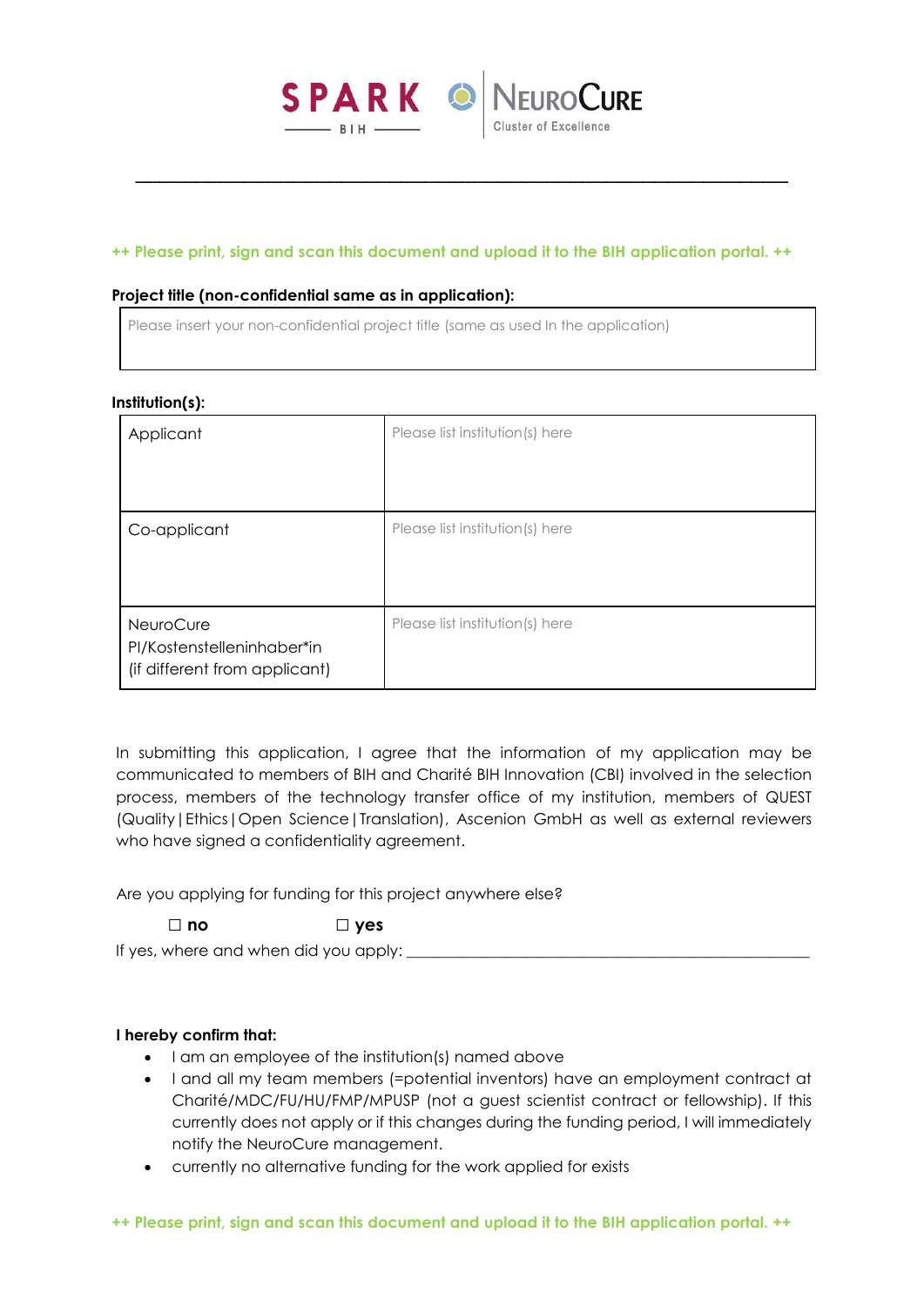**++ Please print, sign and scan this document and upload it to the BIH application portal. ++**

**Project title (non-confidential same as in application):**

| Please insert your non-confidential project title (same as used in the application) |
|---|

**Institution(s):**

| | |
|---|---|
| Applicant | Please list institution(s) here |
| Co-applicant | Please list institution(s) here |
| NeuroCure PI/Kostenstelleninhaber*in (if different from applicant) | Please list institution(s) here |

In submitting this application, I agree that the information of my application may be communicated to members of BIH and Charité BIH Innovation (CBI) involved in the selection process, members of the technology transfer office of my institution, members of QUEST (Quality | Ethics | Open Science | Translation), Ascenion GmbH as well as external reviewers who have signed a confidentiality agreement.

Are you applying for funding for this project anywhere else?

☐ **no** ☐ **yes**

If yes, where and when did you apply: \_\_\_\_\_\_\_\_\_\_\_\_\_\_\_\_\_\_\_\_\_\_\_\_\_\_\_\_\_\_\_\_\_\_\_\_\_\_\_\_\_\_\_\_\_\_\_\_

**I hereby confirm that:**

- I am an employee of the institution(s) named above
- I and all my team members (=potential inventors) have an employment contract at Charité/MDC/FU/HU/FMP/MPUSP (not a guest scientist contract or fellowship). If this currently does not apply or if this changes during the funding period, I will immediately notify the NeuroCure management.
- currently no alternative funding for the work applied for exists

**++ Please print, sign and scan this document and upload it to the BIH application portal. ++**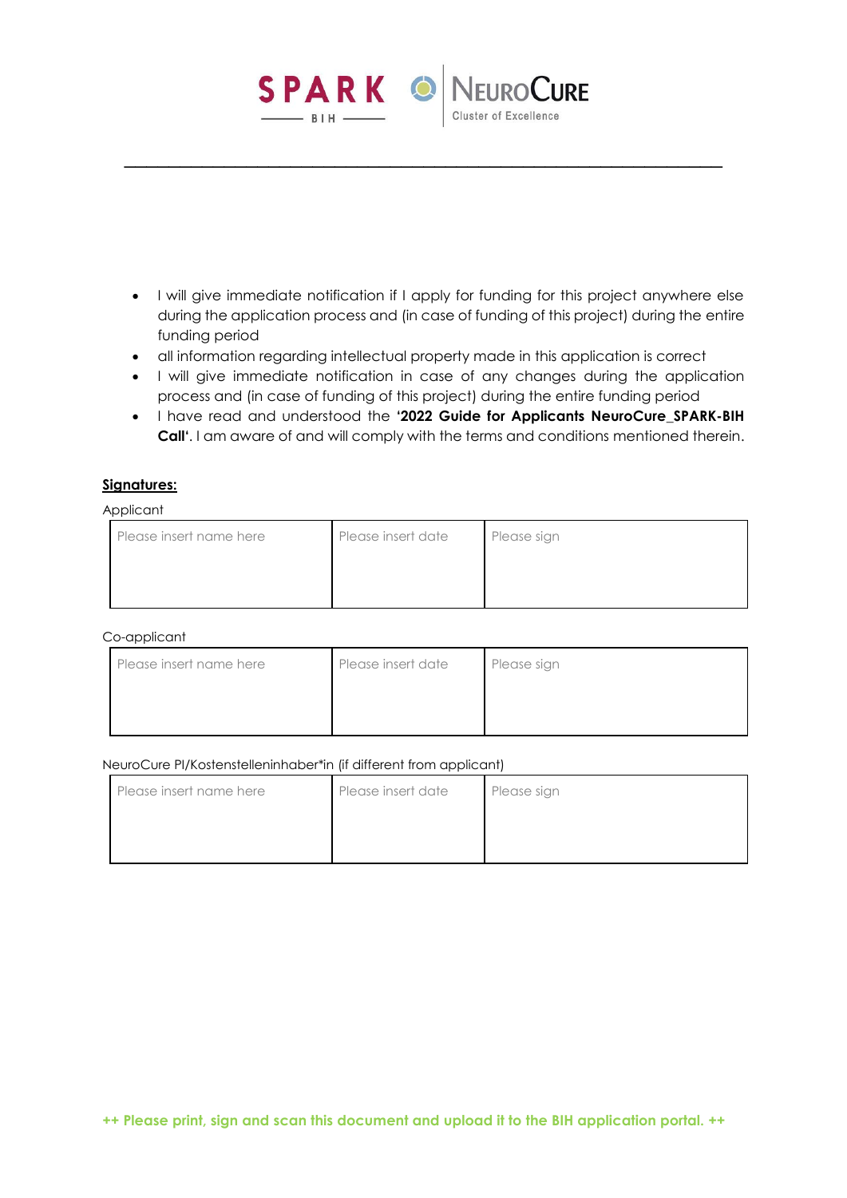- I will give immediate notification if I apply for funding for this project anywhere else during the application process and (in case of funding of this project) during the entire funding period
- all information regarding intellectual property made in this application is correct
- I will give immediate notification in case of any changes during the application process and (in case of funding of this project) during the entire funding period
- I have read and understood the **'2022 Guide for Applicants NeuroCure_SPARK-BIH Call'**. I am aware of and will comply with the terms and conditions mentioned therein.

**Signatures:**

Applicant

| | | |
|---|---|---|
| Please insert name here | Please insert date | Please sign |

Co-applicant

| | | |
|---|---|---|
| Please insert name here | Please insert date | Please sign |

NeuroCure PI/Kostenstelleninhaber*in (if different from applicant)

| | | |
|---|---|---|
| Please insert name here | Please insert date | Please sign |

**++ Please print, sign and scan this document and upload it to the BIH application portal. ++**